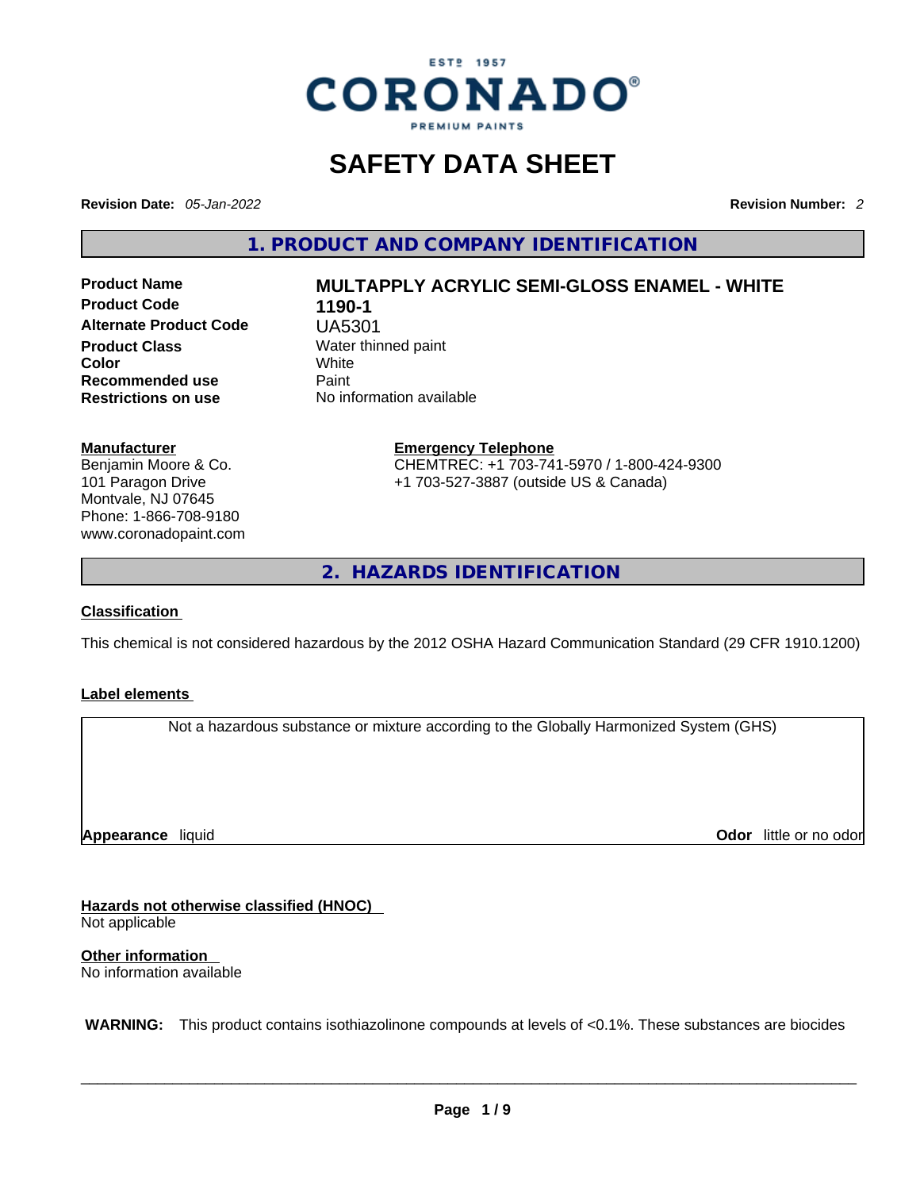CORONADO®
ESTº 1957
PREMIUM PAINTS

# SAFETY DATA SHEET

**Revision Date:** *05-Jan-2022* **Revision Number:** *2*

## 1. PRODUCT AND COMPANY IDENTIFICATION

| | |
|---|---|
| **Product Name** | **MULTAPPLY ACRYLIC SEMI-GLOSS ENAMEL - WHITE** |
| **Product Code** | **1190-1** |
| **Alternate Product Code** | UA5301 |
| **Product Class** | Water thinned paint |
| **Color** | White |
| **Recommended use** | Paint |
| **Restrictions on use** | No information available |

**Manufacturer**
Benjamin Moore & Co.
101 Paragon Drive
Montvale, NJ 07645
Phone: 1-866-708-9180
www.coronadopaint.com

**Emergency Telephone**
CHEMTREC: +1 703-741-5970 / 1-800-424-9300
+1 703-527-3887 (outside US & Canada)

## 2. HAZARDS IDENTIFICATION

**Classification**

This chemical is not considered hazardous by the 2012 OSHA Hazard Communication Standard (29 CFR 1910.1200)

**Label elements**

Not a hazardous substance or mixture according to the Globally Harmonized System (GHS)

**Appearance** liquid **Odor** little or no odor

**Hazards not otherwise classified (HNOC)**
Not applicable

**Other information**
No information available

**WARNING:** This product contains isothiazolinone compounds at levels of <0.1%. These substances are biocides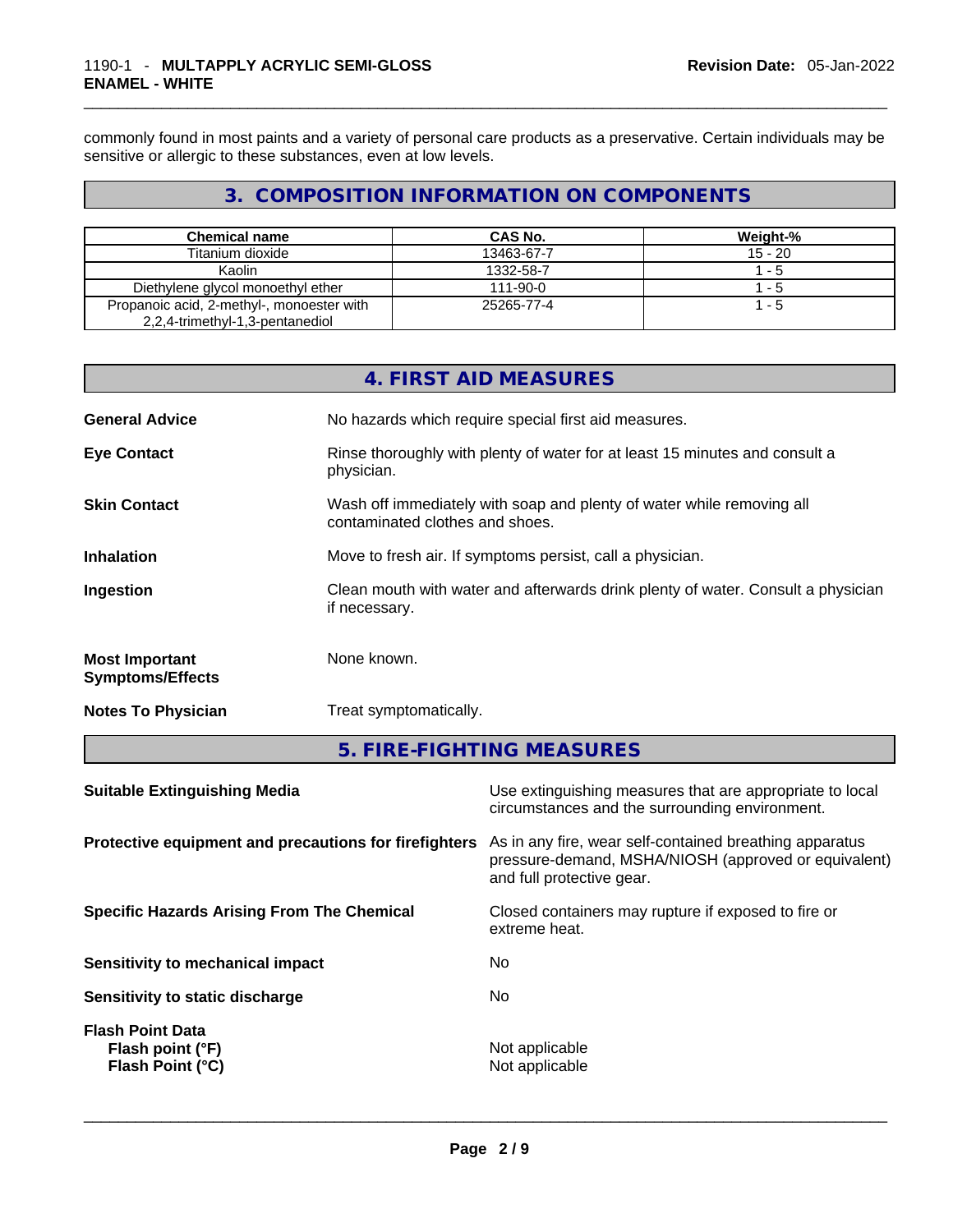commonly found in most paints and a variety of personal care products as a preservative. Certain individuals may be sensitive or allergic to these substances, even at low levels.

## 3. COMPOSITION INFORMATION ON COMPONENTS

| Chemical name | CAS No. | Weight-% |
|---|---|---|
| Titanium dioxide | 13463-67-7 | 15 - 20 |
| Kaolin | 1332-58-7 | 1 - 5 |
| Diethylene glycol monoethyl ether | 111-90-0 | 1 - 5 |
| Propanoic acid, 2-methyl-, monoester with 2,2,4-trimethyl-1,3-pentanediol | 25265-77-4 | 1 - 5 |

## 4. FIRST AID MEASURES

**General Advice** No hazards which require special first aid measures.

**Eye Contact** Rinse thoroughly with plenty of water for at least 15 minutes and consult a physician.

**Skin Contact** Wash off immediately with soap and plenty of water while removing all contaminated clothes and shoes.

**Inhalation** Move to fresh air. If symptoms persist, call a physician.

**Ingestion** Clean mouth with water and afterwards drink plenty of water. Consult a physician if necessary.

**Most Important Symptoms/Effects** None known.

**Notes To Physician** Treat symptomatically.

## 5. FIRE-FIGHTING MEASURES

**Suitable Extinguishing Media** Use extinguishing measures that are appropriate to local circumstances and the surrounding environment.

**Protective equipment and precautions for firefighters** As in any fire, wear self-contained breathing apparatus pressure-demand, MSHA/NIOSH (approved or equivalent) and full protective gear.

**Specific Hazards Arising From The Chemical** Closed containers may rupture if exposed to fire or extreme heat.

**Sensitivity to mechanical impact** No

**Sensitivity to static discharge** No

**Flash Point Data**
**Flash point (°F)** Not applicable
**Flash Point (°C)** Not applicable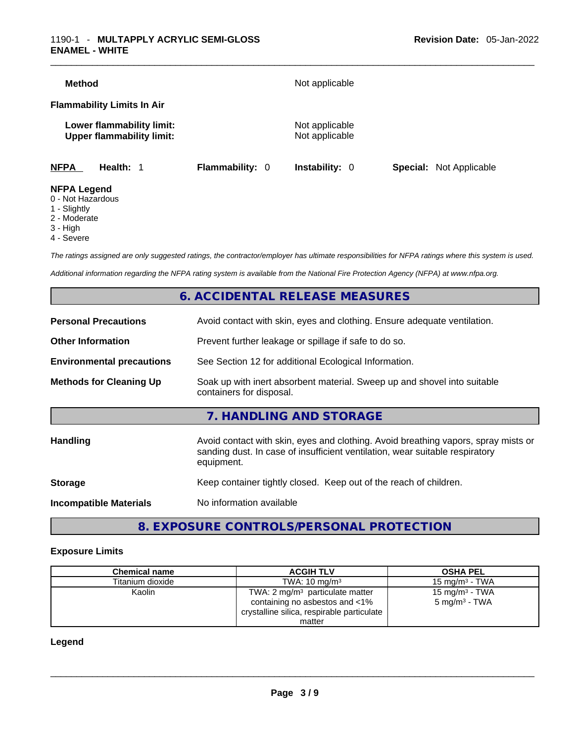**Method** Not applicable

**Flammability Limits In Air**

**Lower flammability limit:** Not applicable
**Upper flammability limit:** Not applicable

**NFPA** **Health:** 1 **Flammability:** 0 **Instability:** 0 **Special:** Not Applicable

**NFPA Legend**
0 - Not Hazardous
1 - Slightly
2 - Moderate
3 - High
4 - Severe

*The ratings assigned are only suggested ratings, the contractor/employer has ultimate responsibilities for NFPA ratings where this system is used.*

*Additional information regarding the NFPA rating system is available from the National Fire Protection Agency (NFPA) at www.nfpa.org.*

## 6. ACCIDENTAL RELEASE MEASURES

**Personal Precautions** Avoid contact with skin, eyes and clothing. Ensure adequate ventilation.

**Other Information** Prevent further leakage or spillage if safe to do so.

**Environmental precautions** See Section 12 for additional Ecological Information.

**Methods for Cleaning Up** Soak up with inert absorbent material. Sweep up and shovel into suitable containers for disposal.

## 7. HANDLING AND STORAGE

**Handling** Avoid contact with skin, eyes and clothing. Avoid breathing vapors, spray mists or sanding dust. In case of insufficient ventilation, wear suitable respiratory equipment.

**Storage** Keep container tightly closed. Keep out of the reach of children.

**Incompatible Materials** No information available

## 8. EXPOSURE CONTROLS/PERSONAL PROTECTION

### Exposure Limits

| Chemical name | ACGIH TLV | OSHA PEL |
|---|---|---|
| Titanium dioxide | TWA: 10 mg/m³ | 15 mg/m³ - TWA |
| Kaolin | TWA: 2 mg/m³ particulate matter containing no asbestos and <1% crystalline silica, respirable particulate matter | 15 mg/m³ - TWA<br>5 mg/m³ - TWA |

**Legend**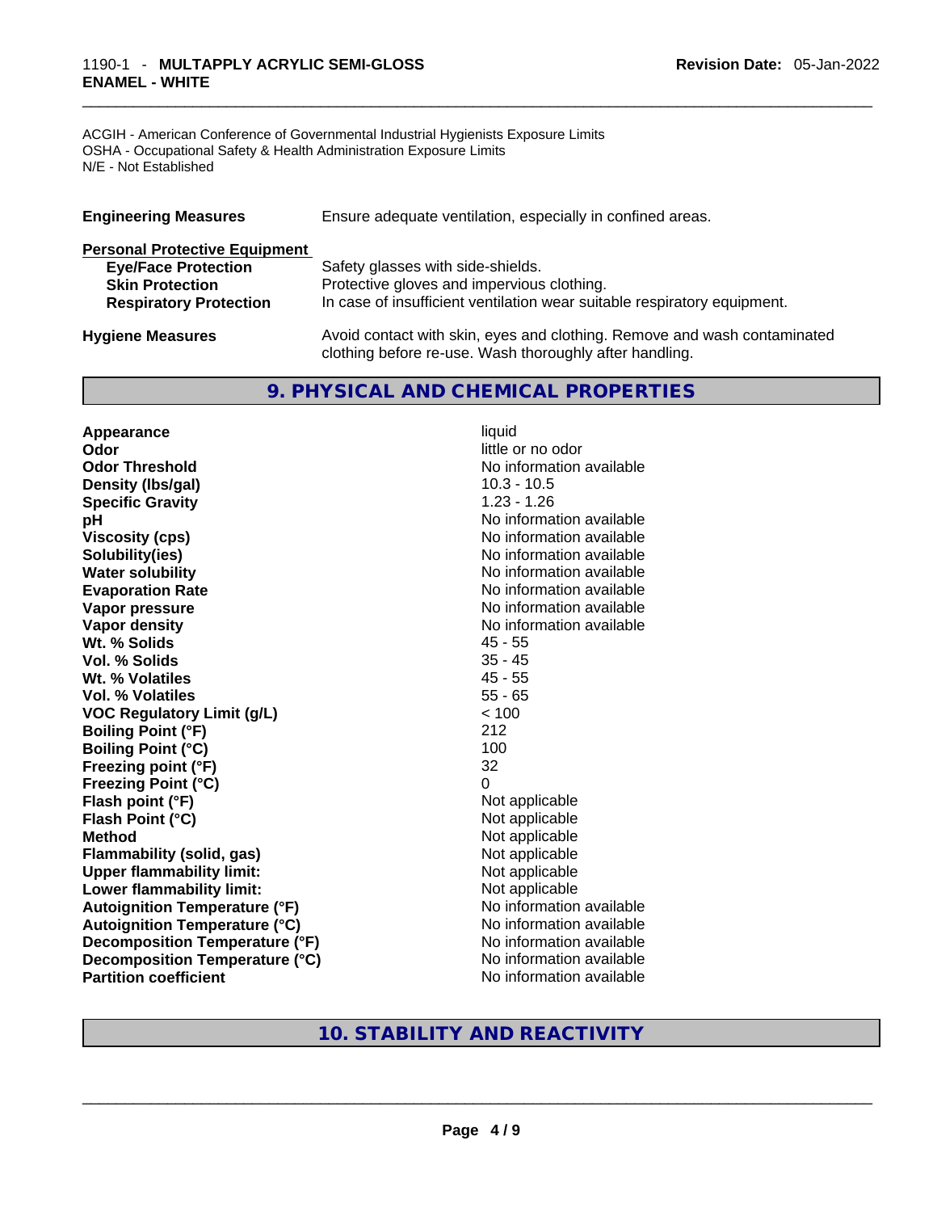ACGIH - American Conference of Governmental Industrial Hygienists Exposure Limits
OSHA - Occupational Safety & Health Administration Exposure Limits
N/E - Not Established

| | |
|---|---|
| **Engineering Measures** | Ensure adequate ventilation, especially in confined areas. |

**Personal Protective Equipment**

| | |
|---|---|
| **Eye/Face Protection** | Safety glasses with side-shields. |
| **Skin Protection** | Protective gloves and impervious clothing. |
| **Respiratory Protection** | In case of insufficient ventilation wear suitable respiratory equipment. |

| | |
|---|---|
| **Hygiene Measures** | Avoid contact with skin, eyes and clothing. Remove and wash contaminated clothing before re-use. Wash thoroughly after handling. |

## 9. PHYSICAL AND CHEMICAL PROPERTIES

| | |
|---|---|
| **Appearance** | liquid |
| **Odor** | little or no odor |
| **Odor Threshold** | No information available |
| **Density (lbs/gal)** | 10.3 - 10.5 |
| **Specific Gravity** | 1.23 - 1.26 |
| **pH** | No information available |
| **Viscosity (cps)** | No information available |
| **Solubility(ies)** | No information available |
| **Water solubility** | No information available |
| **Evaporation Rate** | No information available |
| **Vapor pressure** | No information available |
| **Vapor density** | No information available |
| **Wt. % Solids** | 45 - 55 |
| **Vol. % Solids** | 35 - 45 |
| **Wt. % Volatiles** | 45 - 55 |
| **Vol. % Volatiles** | 55 - 65 |
| **VOC Regulatory Limit (g/L)** | < 100 |
| **Boiling Point (°F)** | 212 |
| **Boiling Point (°C)** | 100 |
| **Freezing point (°F)** | 32 |
| **Freezing Point (°C)** | 0 |
| **Flash point (°F)** | Not applicable |
| **Flash Point (°C)** | Not applicable |
| **Method** | Not applicable |
| **Flammability (solid, gas)** | Not applicable |
| **Upper flammability limit:** | Not applicable |
| **Lower flammability limit:** | Not applicable |
| **Autoignition Temperature (°F)** | No information available |
| **Autoignition Temperature (°C)** | No information available |
| **Decomposition Temperature (°F)** | No information available |
| **Decomposition Temperature (°C)** | No information available |
| **Partition coefficient** | No information available |

## 10. STABILITY AND REACTIVITY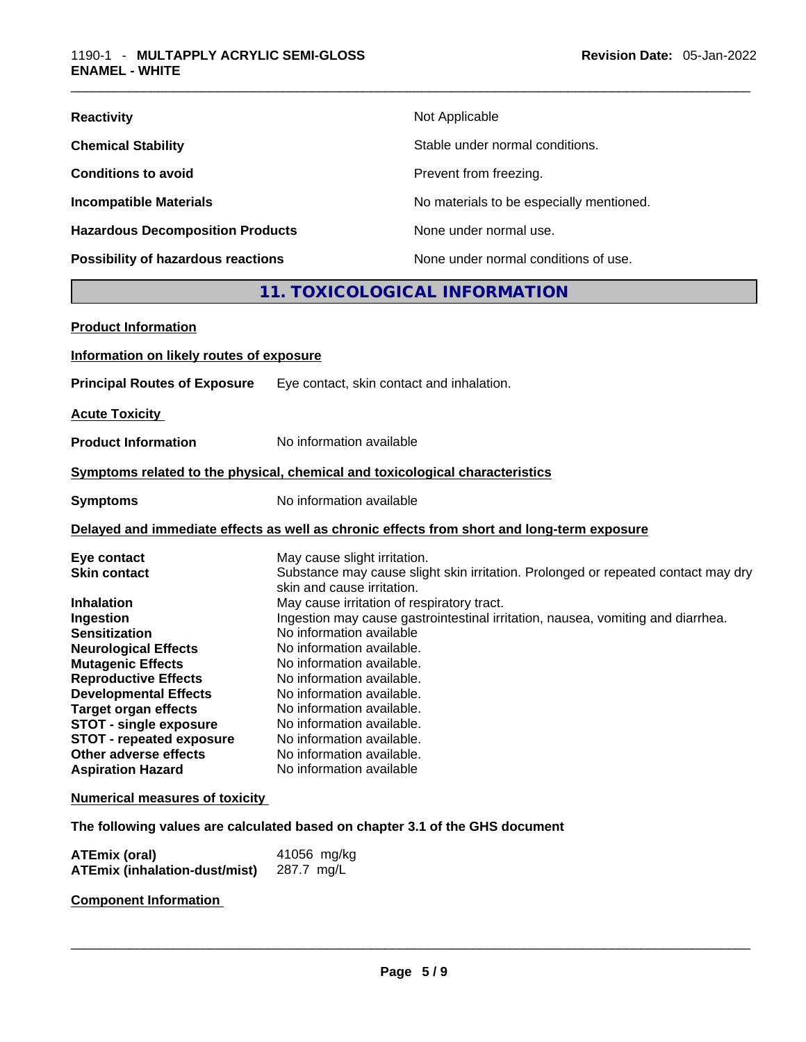| | |
|---|---|
| **Reactivity** | Not Applicable |
| **Chemical Stability** | Stable under normal conditions. |
| **Conditions to avoid** | Prevent from freezing. |
| **Incompatible Materials** | No materials to be especially mentioned. |
| **Hazardous Decomposition Products** | None under normal use. |
| **Possibility of hazardous reactions** | None under normal conditions of use. |

## 11. TOXICOLOGICAL INFORMATION

**Product Information**

**Information on likely routes of exposure**

**Principal Routes of Exposure** Eye contact, skin contact and inhalation.

**Acute Toxicity**

**Product Information** No information available

**Symptoms related to the physical, chemical and toxicological characteristics**

**Symptoms** No information available

**Delayed and immediate effects as well as chronic effects from short and long-term exposure**

| | |
|---|---|
| **Eye contact** | May cause slight irritation. |
| **Skin contact** | Substance may cause slight skin irritation. Prolonged or repeated contact may dry skin and cause irritation. |
| **Inhalation** | May cause irritation of respiratory tract. |
| **Ingestion** | Ingestion may cause gastrointestinal irritation, nausea, vomiting and diarrhea. |
| **Sensitization** | No information available |
| **Neurological Effects** | No information available. |
| **Mutagenic Effects** | No information available. |
| **Reproductive Effects** | No information available. |
| **Developmental Effects** | No information available. |
| **Target organ effects** | No information available. |
| **STOT - single exposure** | No information available. |
| **STOT - repeated exposure** | No information available. |
| **Other adverse effects** | No information available. |
| **Aspiration Hazard** | No information available |

**Numerical measures of toxicity**

**The following values are calculated based on chapter 3.1 of the GHS document**

| | |
|---|---|
| **ATEmix (oral)** | 41056 mg/kg |
| **ATEmix (inhalation-dust/mist)** | 287.7 mg/L |

**Component Information**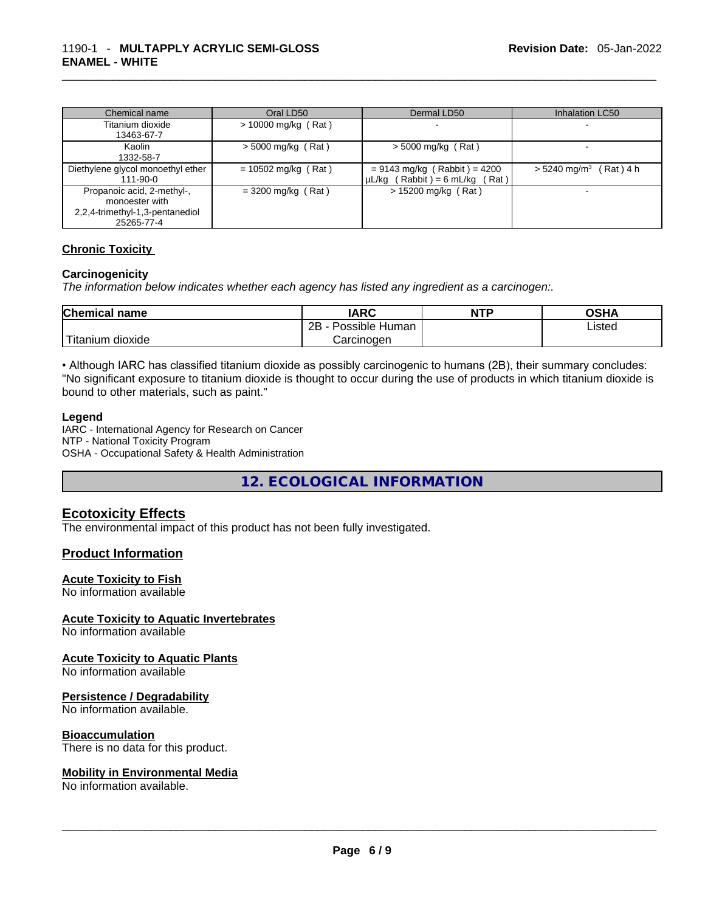| Chemical name | Oral LD50 | Dermal LD50 | Inhalation LC50 |
| --- | --- | --- | --- |
| Titanium dioxide<br>13463-67-7 | > 10000 mg/kg ( Rat ) | - | - |
| Kaolin<br>1332-58-7 | > 5000 mg/kg ( Rat ) | > 5000 mg/kg ( Rat ) | - |
| Diethylene glycol monoethyl ether<br>111-90-0 | = 10502 mg/kg ( Rat ) | = 9143 mg/kg ( Rabbit ) = 4200 µL/kg ( Rabbit ) = 6 mL/kg ( Rat ) | > 5240 mg/m$^3$ ( Rat ) 4 h |
| Propanoic acid, 2-methyl-, monoester with 2,2,4-trimethyl-1,3-pentanediol<br>25265-77-4 | = 3200 mg/kg ( Rat ) | > 15200 mg/kg ( Rat ) | - |

**Chronic Toxicity**

**Carcinogenicity**

*The information below indicates whether each agency has listed any ingredient as a carcinogen:.*

| Chemical name | IARC | NTP | OSHA |
| --- | --- | --- | --- |
| Titanium dioxide | 2B - Possible Human Carcinogen | | Listed |

• Although IARC has classified titanium dioxide as possibly carcinogenic to humans (2B), their summary concludes: "No significant exposure to titanium dioxide is thought to occur during the use of products in which titanium dioxide is bound to other materials, such as paint."

**Legend**

IARC - International Agency for Research on Cancer
NTP - National Toxicity Program
OSHA - Occupational Safety & Health Administration

## 12. ECOLOGICAL INFORMATION

### Ecotoxicity Effects

The environmental impact of this product has not been fully investigated.

### Product Information

**Acute Toxicity to Fish**

No information available

**Acute Toxicity to Aquatic Invertebrates**

No information available

**Acute Toxicity to Aquatic Plants**

No information available

**Persistence / Degradability**

No information available.

**Bioaccumulation**

There is no data for this product.

**Mobility in Environmental Media**

No information available.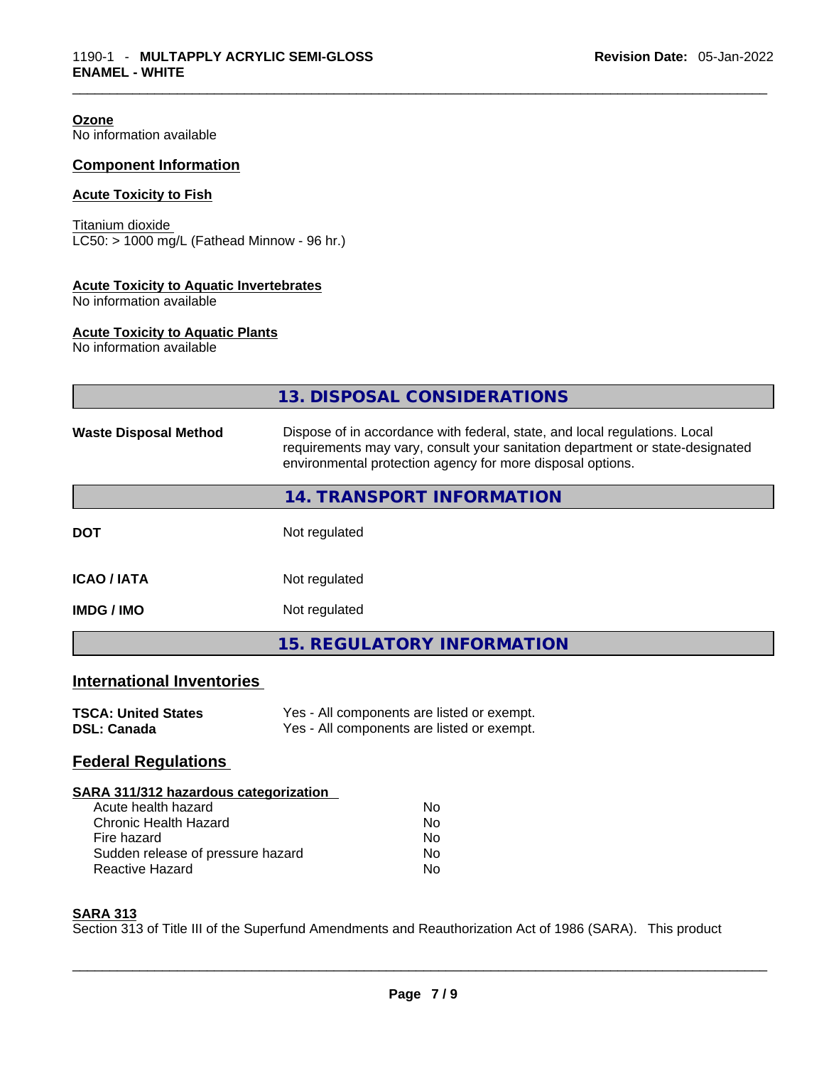**Ozone**
No information available

## Component Information

**Acute Toxicity to Fish**

Titanium dioxide
LC50: > 1000 mg/L (Fathead Minnow - 96 hr.)

**Acute Toxicity to Aquatic Invertebrates**
No information available

**Acute Toxicity to Aquatic Plants**
No information available

## 13. DISPOSAL CONSIDERATIONS

| | |
|---|---|
| **Waste Disposal Method** | Dispose of in accordance with federal, state, and local regulations. Local requirements may vary, consult your sanitation department or state-designated environmental protection agency for more disposal options. |

## 14. TRANSPORT INFORMATION

| | |
|---|---|
| **DOT** | Not regulated |
| **ICAO / IATA** | Not regulated |
| **IMDG / IMO** | Not regulated |

## 15. REGULATORY INFORMATION

### International Inventories

| | |
|---|---|
| **TSCA: United States** | Yes - All components are listed or exempt. |
| **DSL: Canada** | Yes - All components are listed or exempt. |

### Federal Regulations

**SARA 311/312 hazardous categorization**

| | |
|---|---|
| Acute health hazard | No |
| Chronic Health Hazard | No |
| Fire hazard | No |
| Sudden release of pressure hazard | No |
| Reactive Hazard | No |

**SARA 313**
Section 313 of Title III of the Superfund Amendments and Reauthorization Act of 1986 (SARA). This product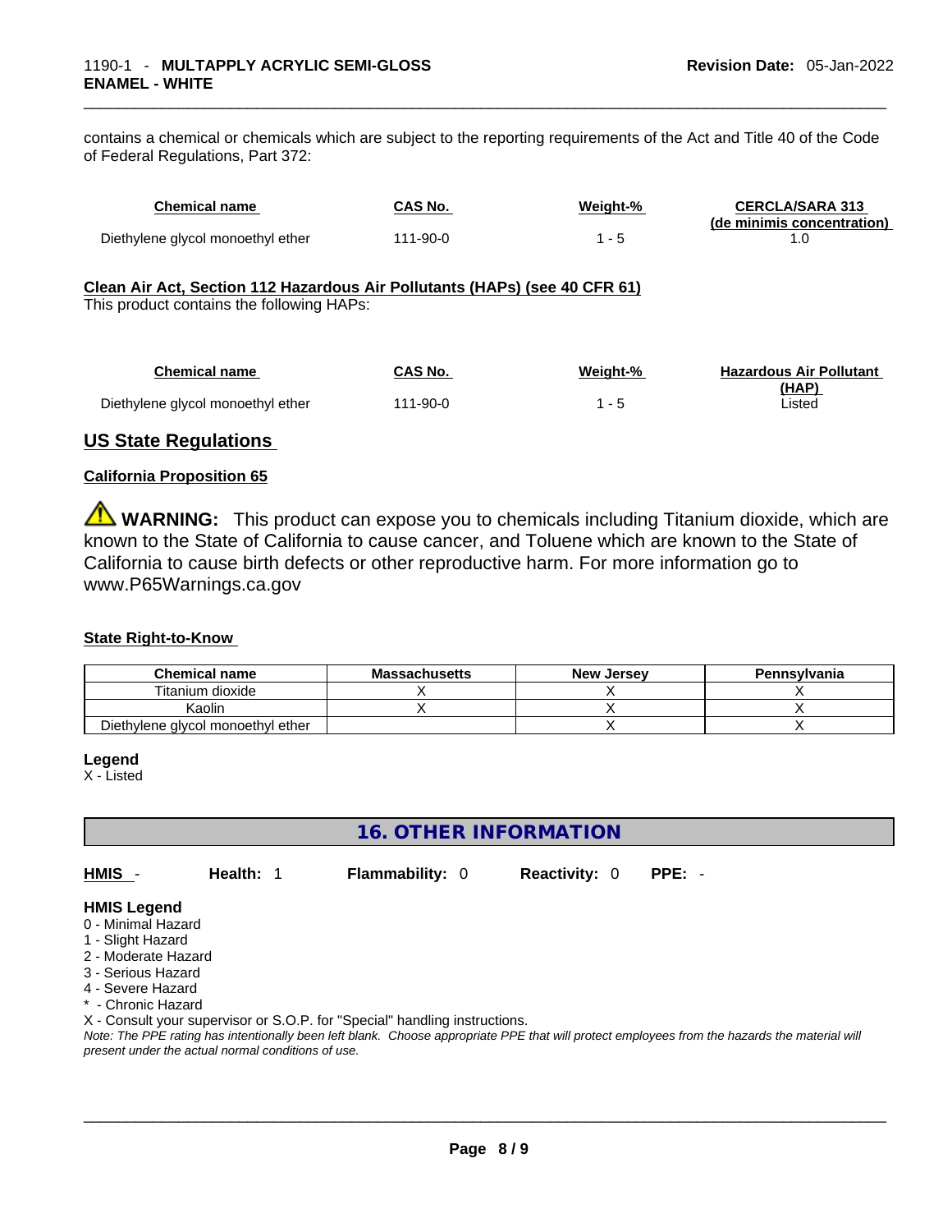contains a chemical or chemicals which are subject to the reporting requirements of the Act and Title 40 of the Code of Federal Regulations, Part 372:

| Chemical name | CAS No. | Weight-% | CERCLA/SARA 313 (de minimis concentration) |
|---|---|---|---|
| Diethylene glycol monoethyl ether | 111-90-0 | 1 - 5 | 1.0 |

**Clean Air Act, Section 112 Hazardous Air Pollutants (HAPs) (see 40 CFR 61)**

This product contains the following HAPs:

| Chemical name | CAS No. | Weight-% | Hazardous Air Pollutant (HAP) |
|---|---|---|---|
| Diethylene glycol monoethyl ether | 111-90-0 | 1 - 5 | Listed |

## US State Regulations

**California Proposition 65**

⚠ **WARNING:** This product can expose you to chemicals including Titanium dioxide, which are known to the State of California to cause cancer, and Toluene which are known to the State of California to cause birth defects or other reproductive harm. For more information go to www.P65Warnings.ca.gov

**State Right-to-Know**

| Chemical name | Massachusetts | New Jersey | Pennsylvania |
|---|---|---|---|
| Titanium dioxide | X | X | X |
| Kaolin | X | X | X |
| Diethylene glycol monoethyl ether | | X | X |

**Legend**

X - Listed

## 16. OTHER INFORMATION

**HMIS** - **Health:** 1 **Flammability:** 0 **Reactivity:** 0 **PPE:** -

**HMIS Legend**

0 - Minimal Hazard
1 - Slight Hazard
2 - Moderate Hazard
3 - Serious Hazard
4 - Severe Hazard
* - Chronic Hazard
X - Consult your supervisor or S.O.P. for "Special" handling instructions.

*Note: The PPE rating has intentionally been left blank. Choose appropriate PPE that will protect employees from the hazards the material will present under the actual normal conditions of use.*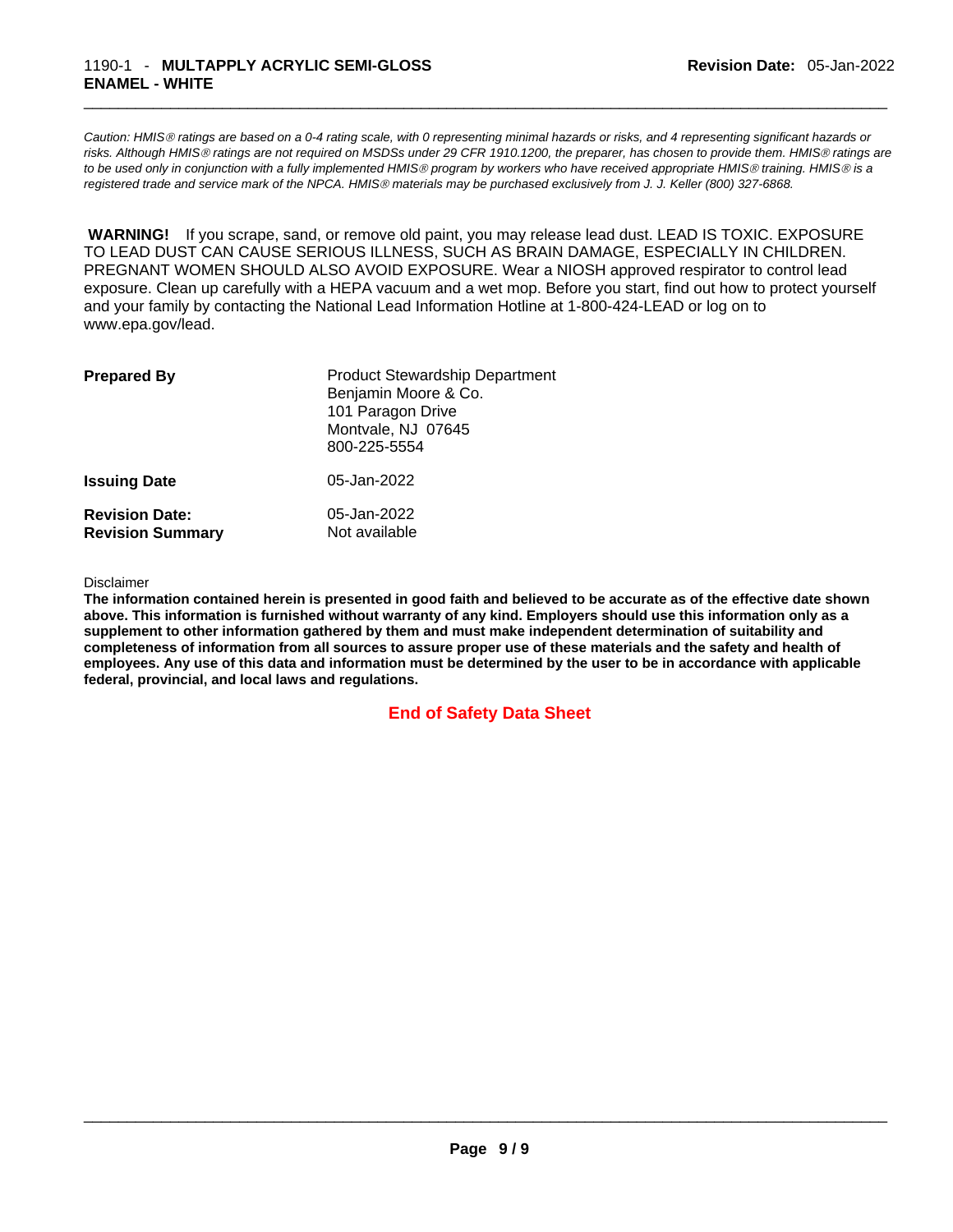*Caution: HMIS® ratings are based on a 0-4 rating scale, with 0 representing minimal hazards or risks, and 4 representing significant hazards or risks. Although HMIS® ratings are not required on MSDSs under 29 CFR 1910.1200, the preparer, has chosen to provide them. HMIS® ratings are to be used only in conjunction with a fully implemented HMIS® program by workers who have received appropriate HMIS® training. HMIS® is a registered trade and service mark of the NPCA. HMIS® materials may be purchased exclusively from J. J. Keller (800) 327-6868.*

**WARNING!** If you scrape, sand, or remove old paint, you may release lead dust. LEAD IS TOXIC. EXPOSURE TO LEAD DUST CAN CAUSE SERIOUS ILLNESS, SUCH AS BRAIN DAMAGE, ESPECIALLY IN CHILDREN. PREGNANT WOMEN SHOULD ALSO AVOID EXPOSURE. Wear a NIOSH approved respirator to control lead exposure. Clean up carefully with a HEPA vacuum and a wet mop. Before you start, find out how to protect yourself and your family by contacting the National Lead Information Hotline at 1-800-424-LEAD or log on to www.epa.gov/lead.

| | |
|---|---|
| **Prepared By** | Product Stewardship Department<br>Benjamin Moore & Co.<br>101 Paragon Drive<br>Montvale, NJ 07645<br>800-225-5554 |
| **Issuing Date** | 05-Jan-2022 |
| **Revision Date:** | 05-Jan-2022 |
| **Revision Summary** | Not available |

Disclaimer

**The information contained herein is presented in good faith and believed to be accurate as of the effective date shown above. This information is furnished without warranty of any kind. Employers should use this information only as a supplement to other information gathered by them and must make independent determination of suitability and completeness of information from all sources to assure proper use of these materials and the safety and health of employees. Any use of this data and information must be determined by the user to be in accordance with applicable federal, provincial, and local laws and regulations.**

**End of Safety Data Sheet**